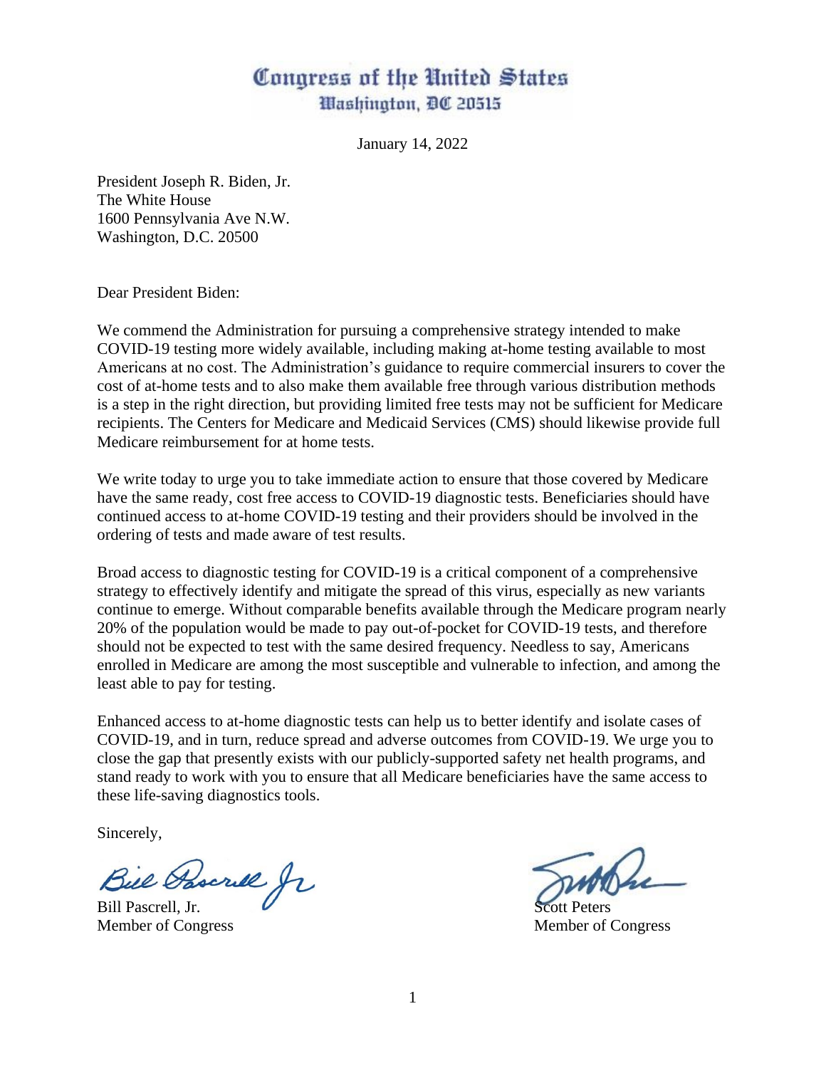# Congress of the United States
## Washington, DC 20515

January 14, 2022

President Joseph R. Biden, Jr.
The White House
1600 Pennsylvania Ave N.W.
Washington, D.C. 20500

Dear President Biden:

We commend the Administration for pursuing a comprehensive strategy intended to make COVID-19 testing more widely available, including making at-home testing available to most Americans at no cost. The Administration's guidance to require commercial insurers to cover the cost of at-home tests and to also make them available free through various distribution methods is a step in the right direction, but providing limited free tests may not be sufficient for Medicare recipients. The Centers for Medicare and Medicaid Services (CMS) should likewise provide full Medicare reimbursement for at home tests.

We write today to urge you to take immediate action to ensure that those covered by Medicare have the same ready, cost free access to COVID-19 diagnostic tests. Beneficiaries should have continued access to at-home COVID-19 testing and their providers should be involved in the ordering of tests and made aware of test results.

Broad access to diagnostic testing for COVID-19 is a critical component of a comprehensive strategy to effectively identify and mitigate the spread of this virus, especially as new variants continue to emerge. Without comparable benefits available through the Medicare program nearly 20% of the population would be made to pay out-of-pocket for COVID-19 tests, and therefore should not be expected to test with the same desired frequency. Needless to say, Americans enrolled in Medicare are among the most susceptible and vulnerable to infection, and among the least able to pay for testing.

Enhanced access to at-home diagnostic tests can help us to better identify and isolate cases of COVID-19, and in turn, reduce spread and adverse outcomes from COVID-19. We urge you to close the gap that presently exists with our publicly-supported safety net health programs, and stand ready to work with you to ensure that all Medicare beneficiaries have the same access to these life-saving diagnostics tools.

Sincerely,

Bill Pascrell, Jr.
Member of Congress

Scott Peters
Member of Congress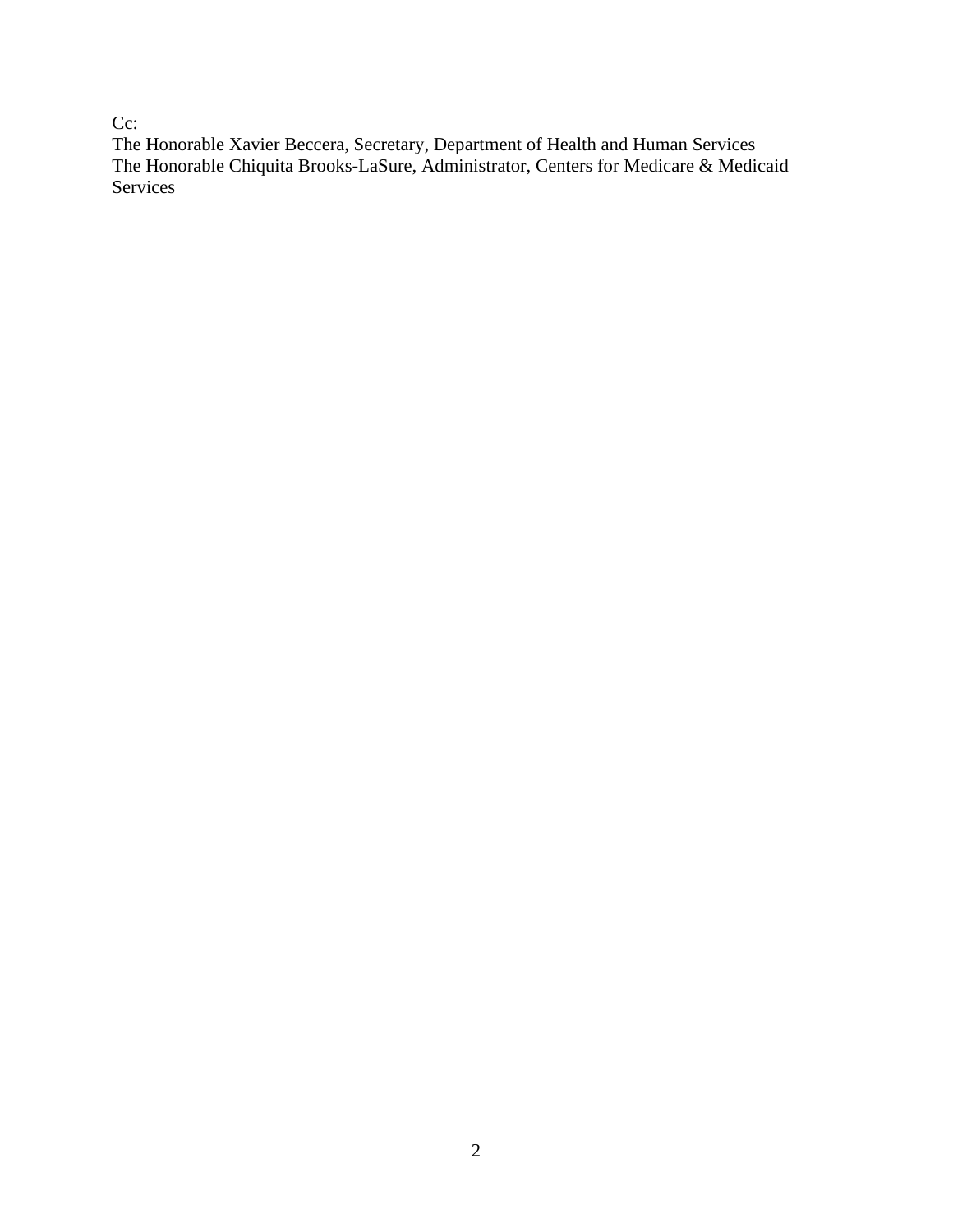Cc:
The Honorable Xavier Beccera, Secretary, Department of Health and Human Services
The Honorable Chiquita Brooks-LaSure, Administrator, Centers for Medicare & Medicaid Services